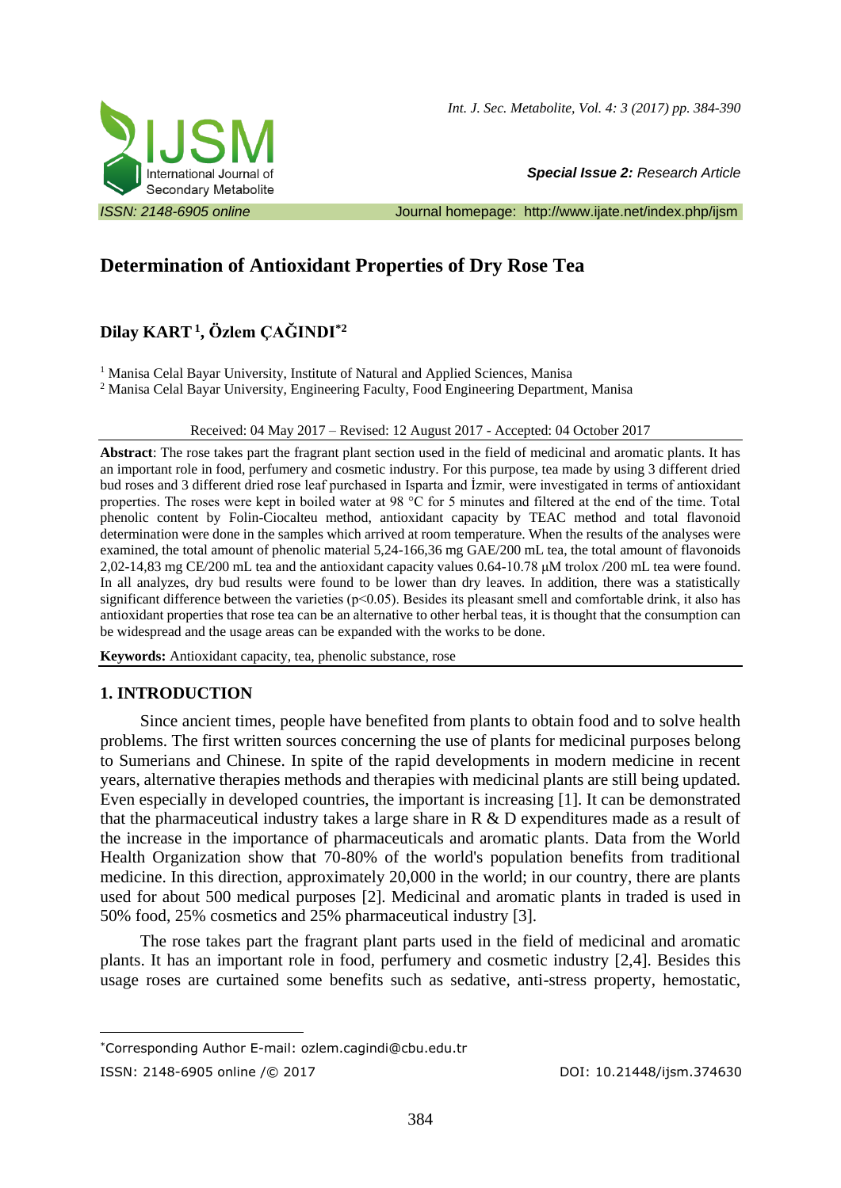*Special Issue 2: Research Article*

ISSN: 2148-6905 online — Journal homepage: http://www.ijate.net/index.php/ijsm

# Determination of Antioxidant Properties of Dry Rose Tea

**Dilay KART [1], Özlem ÇAĞINDI [*2]**

[1] Manisa Celal Bayar University, Institute of Natural and Applied Sciences, Manisa
[2] Manisa Celal Bayar University, Engineering Faculty, Food Engineering Department, Manisa

Received: 04 May 2017 – Revised: 12 August 2017 - Accepted: 04 October 2017

**Abstract**: The rose takes part the fragrant plant section used in the field of medicinal and aromatic plants. It has an important role in food, perfumery and cosmetic industry. For this purpose, tea made by using 3 different dried bud roses and 3 different dried rose leaf purchased in Isparta and İzmir, were investigated in terms of antioxidant properties. The roses were kept in boiled water at 98 °C for 5 minutes and filtered at the end of the time. Total phenolic content by Folin-Ciocalteu method, antioxidant capacity by TEAC method and total flavonoid determination were done in the samples which arrived at room temperature. When the results of the analyses were examined, the total amount of phenolic material 5,24-166,36 mg GAE/200 mL tea, the total amount of flavonoids 2,02-14,83 mg CE/200 mL tea and the antioxidant capacity values 0.64-10.78 μM trolox /200 mL tea were found. In all analyzes, dry bud results were found to be lower than dry leaves. In addition, there was a statistically significant difference between the varieties ($p<0.05$). Besides its pleasant smell and comfortable drink, it also has antioxidant properties that rose tea can be an alternative to other herbal teas, it is thought that the consumption can be widespread and the usage areas can be expanded with the works to be done.

**Keywords:** Antioxidant capacity, tea, phenolic substance, rose

## 1. INTRODUCTION

Since ancient times, people have benefited from plants to obtain food and to solve health problems. The first written sources concerning the use of plants for medicinal purposes belong to Sumerians and Chinese. In spite of the rapid developments in modern medicine in recent years, alternative therapies methods and therapies with medicinal plants are still being updated. Even especially in developed countries, the important is increasing [1]. It can be demonstrated that the pharmaceutical industry takes a large share in R & D expenditures made as a result of the increase in the importance of pharmaceuticals and aromatic plants. Data from the World Health Organization show that 70-80% of the world's population benefits from traditional medicine. In this direction, approximately 20,000 in the world; in our country, there are plants used for about 500 medical purposes [2]. Medicinal and aromatic plants in traded is used in 50% food, 25% cosmetics and 25% pharmaceutical industry [3].

The rose takes part the fragrant plant parts used in the field of medicinal and aromatic plants. It has an important role in food, perfumery and cosmetic industry [2,4]. Besides this usage roses are curtained some benefits such as sedative, anti-stress property, hemostatic,

---

[*] Corresponding Author E-mail: ozlem.cagindi@cbu.edu.tr

ISSN: 2148-6905 online /© 2017 — DOI: 10.21448/ijsm.374630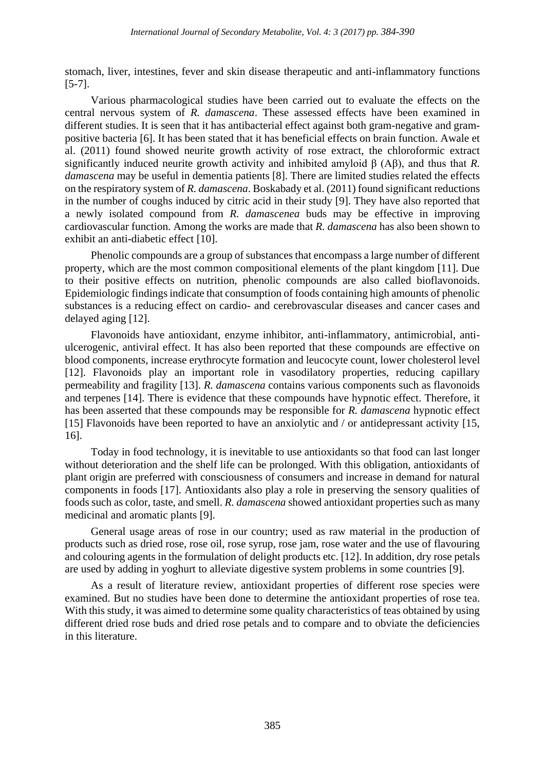stomach, liver, intestines, fever and skin disease therapeutic and anti-inflammatory functions [5-7].

Various pharmacological studies have been carried out to evaluate the effects on the central nervous system of *R. damascena*. These assessed effects have been examined in different studies. It is seen that it has antibacterial effect against both gram-negative and gram-positive bacteria [6]. It has been stated that it has beneficial effects on brain function. Awale et al. (2011) found showed neurite growth activity of rose extract, the chloroformic extract significantly induced neurite growth activity and inhibited amyloid β (Aβ), and thus that *R. damascena* may be useful in dementia patients [8]. There are limited studies related the effects on the respiratory system of *R. damascena*. Boskabady et al. (2011) found significant reductions in the number of coughs induced by citric acid in their study [9]. They have also reported that a newly isolated compound from *R. damascenea* buds may be effective in improving cardiovascular function. Among the works are made that *R. damascena* has also been shown to exhibit an anti-diabetic effect [10].

Phenolic compounds are a group of substances that encompass a large number of different property, which are the most common compositional elements of the plant kingdom [11]. Due to their positive effects on nutrition, phenolic compounds are also called bioflavonoids. Epidemiologic findings indicate that consumption of foods containing high amounts of phenolic substances is a reducing effect on cardio- and cerebrovascular diseases and cancer cases and delayed aging [12].

Flavonoids have antioxidant, enzyme inhibitor, anti-inflammatory, antimicrobial, anti-ulcerogenic, antiviral effect. It has also been reported that these compounds are effective on blood components, increase erythrocyte formation and leucocyte count, lower cholesterol level [12]. Flavonoids play an important role in vasodilatory properties, reducing capillary permeability and fragility [13]. *R. damascena* contains various components such as flavonoids and terpenes [14]. There is evidence that these compounds have hypnotic effect. Therefore, it has been asserted that these compounds may be responsible for *R. damascena* hypnotic effect [15] Flavonoids have been reported to have an anxiolytic and / or antidepressant activity [15, 16].

Today in food technology, it is inevitable to use antioxidants so that food can last longer without deterioration and the shelf life can be prolonged. With this obligation, antioxidants of plant origin are preferred with consciousness of consumers and increase in demand for natural components in foods [17]. Antioxidants also play a role in preserving the sensory qualities of foods such as color, taste, and smell. *R. damascena* showed antioxidant properties such as many medicinal and aromatic plants [9].

General usage areas of rose in our country; used as raw material in the production of products such as dried rose, rose oil, rose syrup, rose jam, rose water and the use of flavouring and colouring agents in the formulation of delight products etc. [12]. In addition, dry rose petals are used by adding in yoghurt to alleviate digestive system problems in some countries [9].

As a result of literature review, antioxidant properties of different rose species were examined. But no studies have been done to determine the antioxidant properties of rose tea. With this study, it was aimed to determine some quality characteristics of teas obtained by using different dried rose buds and dried rose petals and to compare and to obviate the deficiencies in this literature.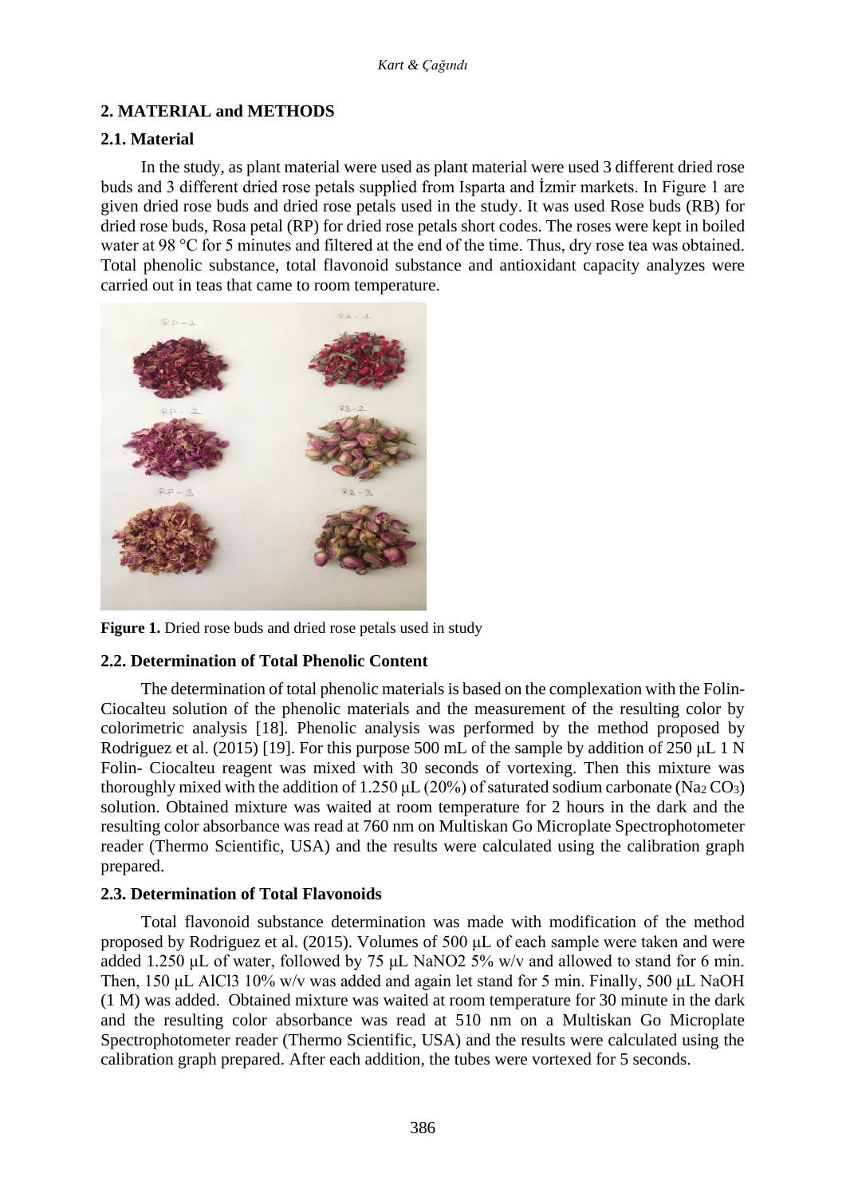## 2. MATERIAL and METHODS

### 2.1. Material

In the study, as plant material were used as plant material were used 3 different dried rose buds and 3 different dried rose petals supplied from Isparta and İzmir markets. In Figure 1 are given dried rose buds and dried rose petals used in the study. It was used Rose buds (RB) for dried rose buds, Rosa petal (RP) for dried rose petals short codes. The roses were kept in boiled water at 98 °C for 5 minutes and filtered at the end of the time. Thus, dry rose tea was obtained. Total phenolic substance, total flavonoid substance and antioxidant capacity analyzes were carried out in teas that came to room temperature.

**Figure 1.** Dried rose buds and dried rose petals used in study

### 2.2. Determination of Total Phenolic Content

The determination of total phenolic materials is based on the complexation with the Folin-Ciocalteu solution of the phenolic materials and the measurement of the resulting color by colorimetric analysis [18]. Phenolic analysis was performed by the method proposed by Rodriguez et al. (2015) [19]. For this purpose 500 mL of the sample by addition of 250 μL 1 N Folin- Ciocalteu reagent was mixed with 30 seconds of vortexing. Then this mixture was thoroughly mixed with the addition of 1.250 μL (20%) of saturated sodium carbonate ($Na_2CO_3$) solution. Obtained mixture was waited at room temperature for 2 hours in the dark and the resulting color absorbance was read at 760 nm on Multiskan Go Microplate Spectrophotometer reader (Thermo Scientific, USA) and the results were calculated using the calibration graph prepared.

### 2.3. Determination of Total Flavonoids

Total flavonoid substance determination was made with modification of the method proposed by Rodriguez et al. (2015). Volumes of 500 μL of each sample were taken and were added 1.250 μL of water, followed by 75 μL $NaNO_2$ 5% w/v and allowed to stand for 6 min. Then, 150 μL $AlCl_3$ 10% w/v was added and again let stand for 5 min. Finally, 500 μL NaOH (1 M) was added. Obtained mixture was waited at room temperature for 30 minute in the dark and the resulting color absorbance was read at 510 nm on a Multiskan Go Microplate Spectrophotometer reader (Thermo Scientific, USA) and the results were calculated using the calibration graph prepared. After each addition, the tubes were vortexed for 5 seconds.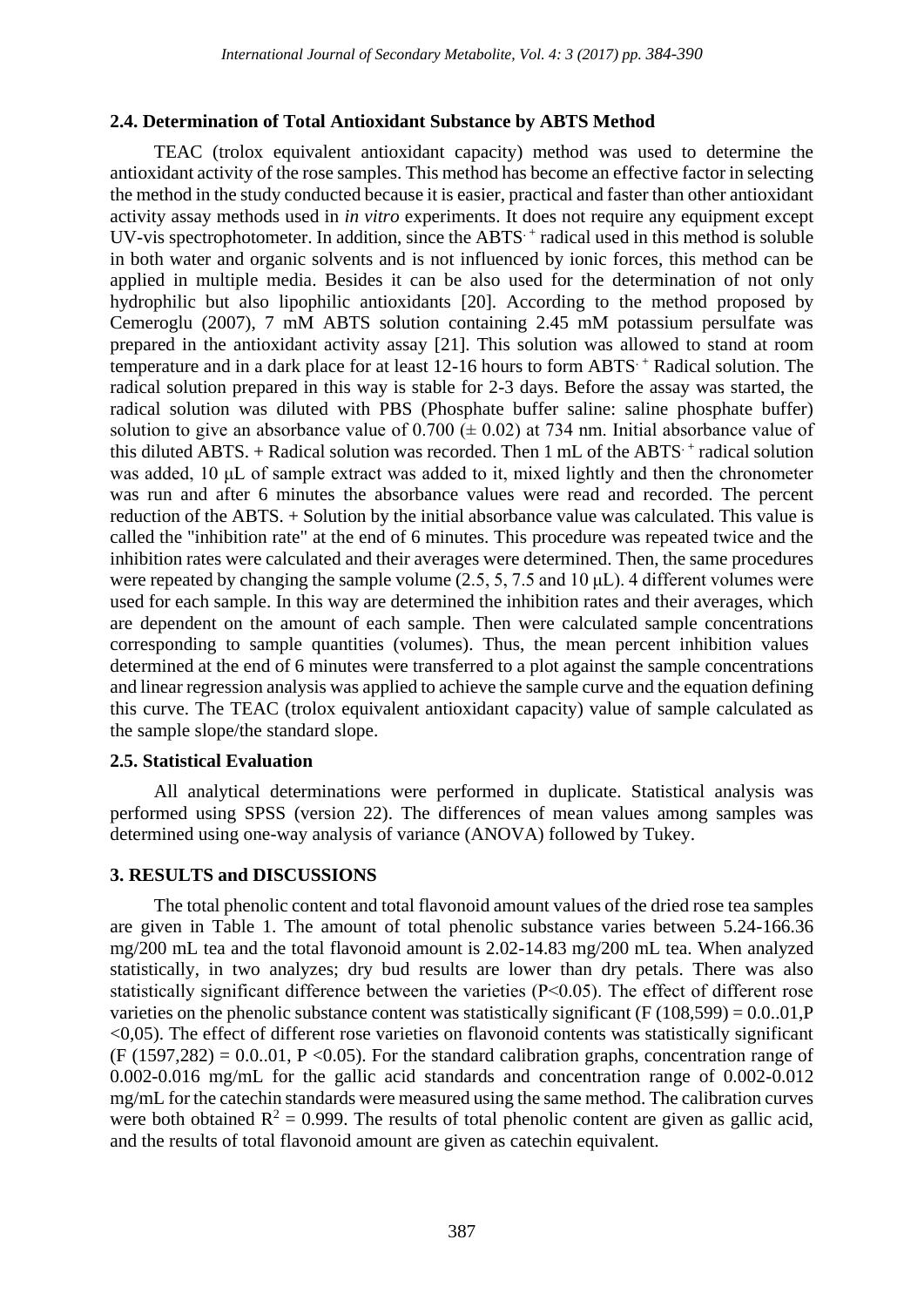### 2.4. Determination of Total Antioxidant Substance by ABTS Method

TEAC (trolox equivalent antioxidant capacity) method was used to determine the antioxidant activity of the rose samples. This method has become an effective factor in selecting the method in the study conducted because it is easier, practical and faster than other antioxidant activity assay methods used in *in vitro* experiments. It does not require any equipment except UV-vis spectrophotometer. In addition, since the $ABTS^{\cdot +}$ radical used in this method is soluble in both water and organic solvents and is not influenced by ionic forces, this method can be applied in multiple media. Besides it can be also used for the determination of not only hydrophilic but also lipophilic antioxidants [20]. According to the method proposed by Cemeroglu (2007), 7 mM ABTS solution containing 2.45 mM potassium persulfate was prepared in the antioxidant activity assay [21]. This solution was allowed to stand at room temperature and in a dark place for at least 12-16 hours to form $ABTS^{\cdot +}$ Radical solution. The radical solution prepared in this way is stable for 2-3 days. Before the assay was started, the radical solution was diluted with PBS (Phosphate buffer saline: saline phosphate buffer) solution to give an absorbance value of 0.700 (± 0.02) at 734 nm. Initial absorbance value of this diluted ABTS. + Radical solution was recorded. Then 1 mL of the $ABTS^{\cdot +}$ radical solution was added, 10 μL of sample extract was added to it, mixed lightly and then the chronometer was run and after 6 minutes the absorbance values were read and recorded. The percent reduction of the ABTS. + Solution by the initial absorbance value was calculated. This value is called the "inhibition rate" at the end of 6 minutes. This procedure was repeated twice and the inhibition rates were calculated and their averages were determined. Then, the same procedures were repeated by changing the sample volume (2.5, 5, 7.5 and 10 μL). 4 different volumes were used for each sample. In this way are determined the inhibition rates and their averages, which are dependent on the amount of each sample. Then were calculated sample concentrations corresponding to sample quantities (volumes). Thus, the mean percent inhibition values determined at the end of 6 minutes were transferred to a plot against the sample concentrations and linear regression analysis was applied to achieve the sample curve and the equation defining this curve. The TEAC (trolox equivalent antioxidant capacity) value of sample calculated as the sample slope/the standard slope.

### 2.5. Statistical Evaluation

All analytical determinations were performed in duplicate. Statistical analysis was performed using SPSS (version 22). The differences of mean values among samples was determined using one-way analysis of variance (ANOVA) followed by Tukey.

## 3. RESULTS and DISCUSSIONS

The total phenolic content and total flavonoid amount values of the dried rose tea samples are given in Table 1. The amount of total phenolic substance varies between 5.24-166.36 mg/200 mL tea and the total flavonoid amount is 2.02-14.83 mg/200 mL tea. When analyzed statistically, in two analyzes; dry bud results are lower than dry petals. There was also statistically significant difference between the varieties ($P<0.05$). The effect of different rose varieties on the phenolic substance content was statistically significant ($F (108,599) = 0.0..01, P <0,05$). The effect of different rose varieties on flavonoid contents was statistically significant ($F (1597,282) = 0.0..01, P <0.05$). For the standard calibration graphs, concentration range of 0.002-0.016 mg/mL for the gallic acid standards and concentration range of 0.002-0.012 mg/mL for the catechin standards were measured using the same method. The calibration curves were both obtained $R^2 = 0.999$. The results of total phenolic content are given as gallic acid, and the results of total flavonoid amount are given as catechin equivalent.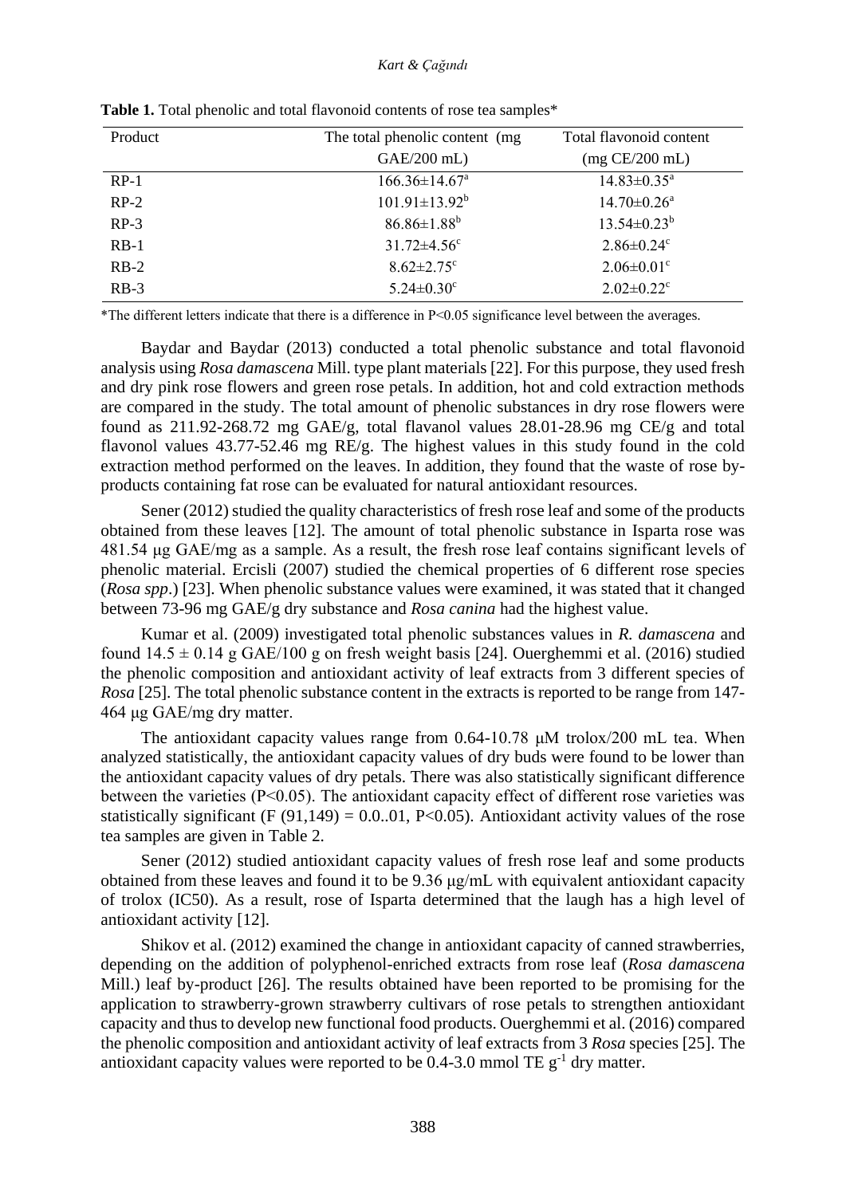**Table 1.** Total phenolic and total flavonoid contents of rose tea samples*

| Product | The total phenolic content (mg GAE/200 mL) | Total flavonoid content (mg CE/200 mL) |
|---|---|---|
| RP-1 | 166.36±14.67[a] | 14.83±0.35[a] |
| RP-2 | 101.91±13.92[b] | 14.70±0.26[a] |
| RP-3 | 86.86±1.88[b] | 13.54±0.23[b] |
| RB-1 | 31.72±4.56[c] | 2.86±0.24[c] |
| RB-2 | 8.62±2.75[c] | 2.06±0.01[c] |
| RB-3 | 5.24±0.30[c] | 2.02±0.22[c] |

*The different letters indicate that there is a difference in P<0.05 significance level between the averages.

Baydar and Baydar (2013) conducted a total phenolic substance and total flavonoid analysis using *Rosa damascena* Mill. type plant materials [22]. For this purpose, they used fresh and dry pink rose flowers and green rose petals. In addition, hot and cold extraction methods are compared in the study. The total amount of phenolic substances in dry rose flowers were found as 211.92-268.72 mg GAE/g, total flavanol values 28.01-28.96 mg CE/g and total flavonol values 43.77-52.46 mg RE/g. The highest values in this study found in the cold extraction method performed on the leaves. In addition, they found that the waste of rose by-products containing fat rose can be evaluated for natural antioxidant resources.

Sener (2012) studied the quality characteristics of fresh rose leaf and some of the products obtained from these leaves [12]. The amount of total phenolic substance in Isparta rose was 481.54 μg GAE/mg as a sample. As a result, the fresh rose leaf contains significant levels of phenolic material. Ercisli (2007) studied the chemical properties of 6 different rose species (*Rosa spp*.) [23]. When phenolic substance values were examined, it was stated that it changed between 73-96 mg GAE/g dry substance and *Rosa canina* had the highest value.

Kumar et al. (2009) investigated total phenolic substances values in *R. damascena* and found 14.5 ± 0.14 g GAE/100 g on fresh weight basis [24]. Ouerghemmi et al. (2016) studied the phenolic composition and antioxidant activity of leaf extracts from 3 different species of *Rosa* [25]. The total phenolic substance content in the extracts is reported to be range from 147-464 μg GAE/mg dry matter.

The antioxidant capacity values range from 0.64-10.78 μM trolox/200 mL tea. When analyzed statistically, the antioxidant capacity values of dry buds were found to be lower than the antioxidant capacity values of dry petals. There was also statistically significant difference between the varieties ($P<0.05$). The antioxidant capacity effect of different rose varieties was statistically significant ($F (91,149) = 0.0..01$, $P<0.05$). Antioxidant activity values of the rose tea samples are given in Table 2.

Sener (2012) studied antioxidant capacity values of fresh rose leaf and some products obtained from these leaves and found it to be 9.36 μg/mL with equivalent antioxidant capacity of trolox (IC50). As a result, rose of Isparta determined that the laugh has a high level of antioxidant activity [12].

Shikov et al. (2012) examined the change in antioxidant capacity of canned strawberries, depending on the addition of polyphenol-enriched extracts from rose leaf (*Rosa damascena* Mill.) leaf by-product [26]. The results obtained have been reported to be promising for the application to strawberry-grown strawberry cultivars of rose petals to strengthen antioxidant capacity and thus to develop new functional food products. Ouerghemmi et al. (2016) compared the phenolic composition and antioxidant activity of leaf extracts from 3 *Rosa* species [25]. The antioxidant capacity values were reported to be 0.4-3.0 mmol TE $g^{-1}$ dry matter.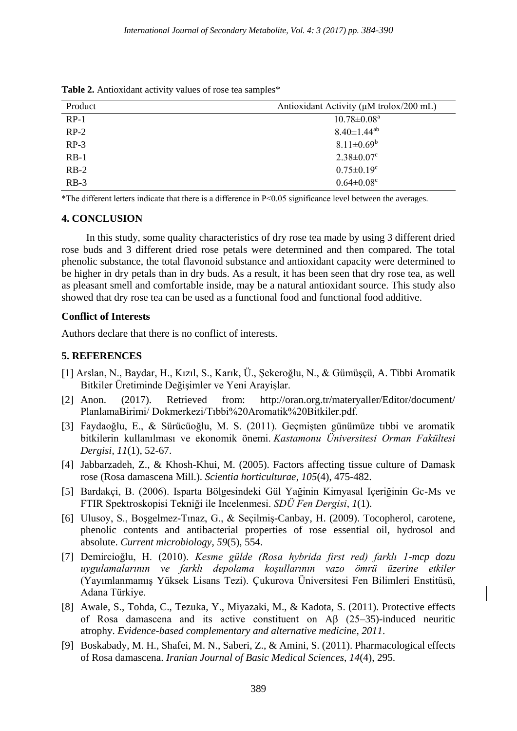**Table 2.** Antioxidant activity values of rose tea samples*

| Product | Antioxidant Activity (μM trolox/200 mL) |
|---|---|
| RP-1 | $10.78\pm0.08^{a}$ |
| RP-2 | $8.40\pm1.44^{ab}$ |
| RP-3 | $8.11\pm0.69^{b}$ |
| RB-1 | $2.38\pm0.07^{c}$ |
| RB-2 | $0.75\pm0.19^{c}$ |
| RB-3 | $0.64\pm0.08^{c}$ |

*The different letters indicate that there is a difference in $P<0.05$ significance level between the averages.

## 4. CONCLUSION

In this study, some quality characteristics of dry rose tea made by using 3 different dried rose buds and 3 different dried rose petals were determined and then compared. The total phenolic substance, the total flavonoid substance and antioxidant capacity were determined to be higher in dry petals than in dry buds. As a result, it has been seen that dry rose tea, as well as pleasant smell and comfortable inside, may be a natural antioxidant source. This study also showed that dry rose tea can be used as a functional food and functional food additive.

### Conflict of Interests

Authors declare that there is no conflict of interests.

## 5. REFERENCES

[1] Arslan, N., Baydar, H., Kızıl, S., Karık, Ü., Şekeroğlu, N., & Gümüşçü, A. Tibbi Aromatik Bitkiler Üretiminde Değişimler ve Yeni Arayişlar.

[2] Anon. (2017). Retrieved from: http://oran.org.tr/materyaller/Editor/document/PlanlamaBirimi/ Dokmerkezi/Tıbbi%20Aromatik%20Bitkiler.pdf.

[3] Faydaoğlu, E., & Sürücüoğlu, M. S. (2011). Geçmişten günümüze tıbbi ve aromatik bitkilerin kullanılması ve ekonomik önemi. *Kastamonu Üniversitesi Orman Fakültesi Dergisi*, *11*(1), 52-67.

[4] Jabbarzadeh, Z., & Khosh-Khui, M. (2005). Factors affecting tissue culture of Damask rose (Rosa damascena Mill.). *Scientia horticulturae*, *105*(4), 475-482.

[5] Bardakçi, B. (2006). Isparta Bölgesindeki Gül Yağinin Kimyasal Içeriğinin Gc-Ms ve FTIR Spektroskopisi Tekniği ile Incelenmesi. *SDÜ Fen Dergisi*, *1*(1).

[6] Ulusoy, S., Boşgelmez-Tınaz, G., & Seçilmiş-Canbay, H. (2009). Tocopherol, carotene, phenolic contents and antibacterial properties of rose essential oil, hydrosol and absolute. *Current microbiology*, *59*(5), 554.

[7] Demircioğlu, H. (2010). *Kesme gülde (Rosa hybrida first red) farklı 1-mcp dozu uygulamalarının ve farklı depolama koşullarının vazo ömrü üzerine etkiler* (Yayımlanmamış Yüksek Lisans Tezi). Çukurova Üniversitesi Fen Bilimleri Enstitüsü, Adana Türkiye.

[8] Awale, S., Tohda, C., Tezuka, Y., Miyazaki, M., & Kadota, S. (2011). Protective effects of Rosa damascena and its active constituent on Aβ (25–35)-induced neuritic atrophy. *Evidence-based complementary and alternative medicine*, *2011*.

[9] Boskabady, M. H., Shafei, M. N., Saberi, Z., & Amini, S. (2011). Pharmacological effects of Rosa damascena. *Iranian Journal of Basic Medical Sciences*, *14*(4), 295.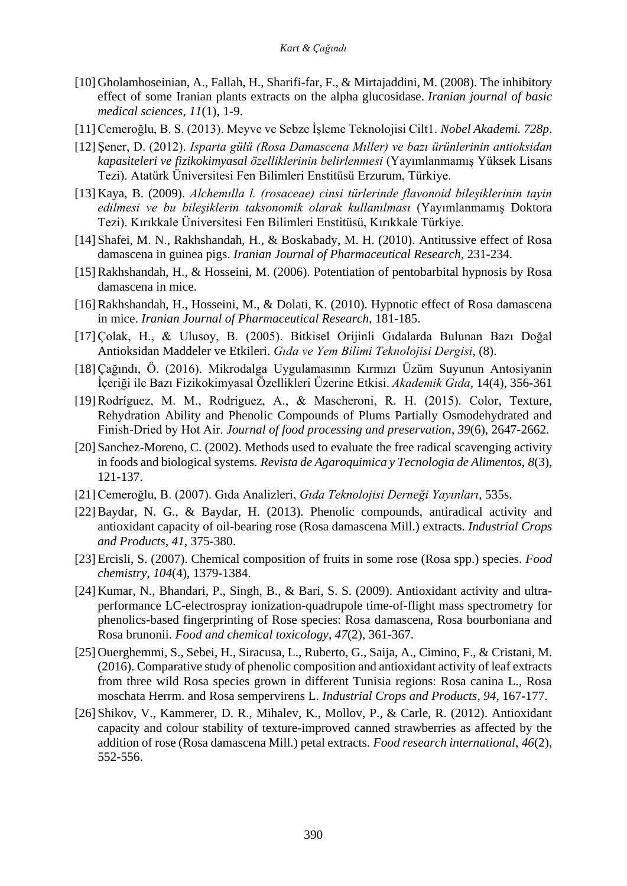[10] Gholamhoseinian, A., Fallah, H., Sharifi-far, F., & Mirtajaddini, M. (2008). The inhibitory effect of some Iranian plants extracts on the alpha glucosidase. *Iranian journal of basic medical sciences*, *11*(1), 1-9.

[11] Cemeroğlu, B. S. (2013). Meyve ve Sebze İşleme Teknolojisi Cilt1. *Nobel Akademi. 728p*.

[12] Şener, D. (2012). *Isparta gülü (Rosa Damascena Mıller) ve bazı ürünlerinin antioksidan kapasiteleri ve fizikokimyasal özelliklerinin belirlenmesi* (Yayımlanmamış Yüksek Lisans Tezi). Atatürk Üniversitesi Fen Bilimleri Enstitüsü Erzurum, Türkiye.

[13] Kaya, B. (2009). *Alchemılla l. (rosaceae) cinsi türlerinde flavonoid bileşiklerinin tayin edilmesi ve bu bileşiklerin taksonomik olarak kullanılması* (Yayımlanmamış Doktora Tezi). Kırıkkale Üniversitesi Fen Bilimleri Enstitüsü, Kırıkkale Türkiye.

[14] Shafei, M. N., Rakhshandah, H., & Boskabady, M. H. (2010). Antitussive effect of Rosa damascena in guinea pigs. *Iranian Journal of Pharmaceutical Research*, 231-234.

[15] Rakhshandah, H., & Hosseini, M. (2006). Potentiation of pentobarbital hypnosis by Rosa damascena in mice.

[16] Rakhshandah, H., Hosseini, M., & Dolati, K. (2010). Hypnotic effect of Rosa damascena in mice. *Iranian Journal of Pharmaceutical Research*, 181-185.

[17] Çolak, H., & Ulusoy, B. (2005). Bitkisel Orijinli Gıdalarda Bulunan Bazı Doğal Antioksidan Maddeler ve Etkileri. *Gıda ve Yem Bilimi Teknolojisi Dergisi*, (8).

[18] Çağındı, Ö. (2016). Mikrodalga Uygulamasının Kırmızı Üzüm Suyunun Antosiyanin İçeriği ile Bazı Fizikokimyasal Özellikleri Üzerine Etkisi. *Akademik Gıda*, 14(4), 356-361

[19] Rodríguez, M. M., Rodriguez, A., & Mascheroni, R. H. (2015). Color, Texture, Rehydration Ability and Phenolic Compounds of Plums Partially Osmodehydrated and Finish-Dried by Hot Air. *Journal of food processing and preservation*, *39*(6), 2647-2662.

[20] Sanchez-Moreno, C. (2002). Methods used to evaluate the free radical scavenging activity in foods and biological systems. *Revista de Agaroquimica y Tecnologia de Alimentos*, *8*(3), 121-137.

[21] Cemeroğlu, B. (2007). Gıda Analizleri, *Gıda Teknolojisi Derneği Yayınları*, 535s.

[22] Baydar, N. G., & Baydar, H. (2013). Phenolic compounds, antiradical activity and antioxidant capacity of oil-bearing rose (Rosa damascena Mill.) extracts. *Industrial Crops and Products*, *41*, 375-380.

[23] Ercisli, S. (2007). Chemical composition of fruits in some rose (Rosa spp.) species. *Food chemistry*, *104*(4), 1379-1384.

[24] Kumar, N., Bhandari, P., Singh, B., & Bari, S. S. (2009). Antioxidant activity and ultra-performance LC-electrospray ionization-quadrupole time-of-flight mass spectrometry for phenolics-based fingerprinting of Rose species: Rosa damascena, Rosa bourboniana and Rosa brunonii. *Food and chemical toxicology*, *47*(2), 361-367.

[25] Ouerghemmi, S., Sebei, H., Siracusa, L., Ruberto, G., Saija, A., Cimino, F., & Cristani, M. (2016). Comparative study of phenolic composition and antioxidant activity of leaf extracts from three wild Rosa species grown in different Tunisia regions: Rosa canina L., Rosa moschata Herrm. and Rosa sempervirens L. *Industrial Crops and Products*, *94*, 167-177.

[26] Shikov, V., Kammerer, D. R., Mihalev, K., Mollov, P., & Carle, R. (2012). Antioxidant capacity and colour stability of texture-improved canned strawberries as affected by the addition of rose (Rosa damascena Mill.) petal extracts. *Food research international*, *46*(2), 552-556.